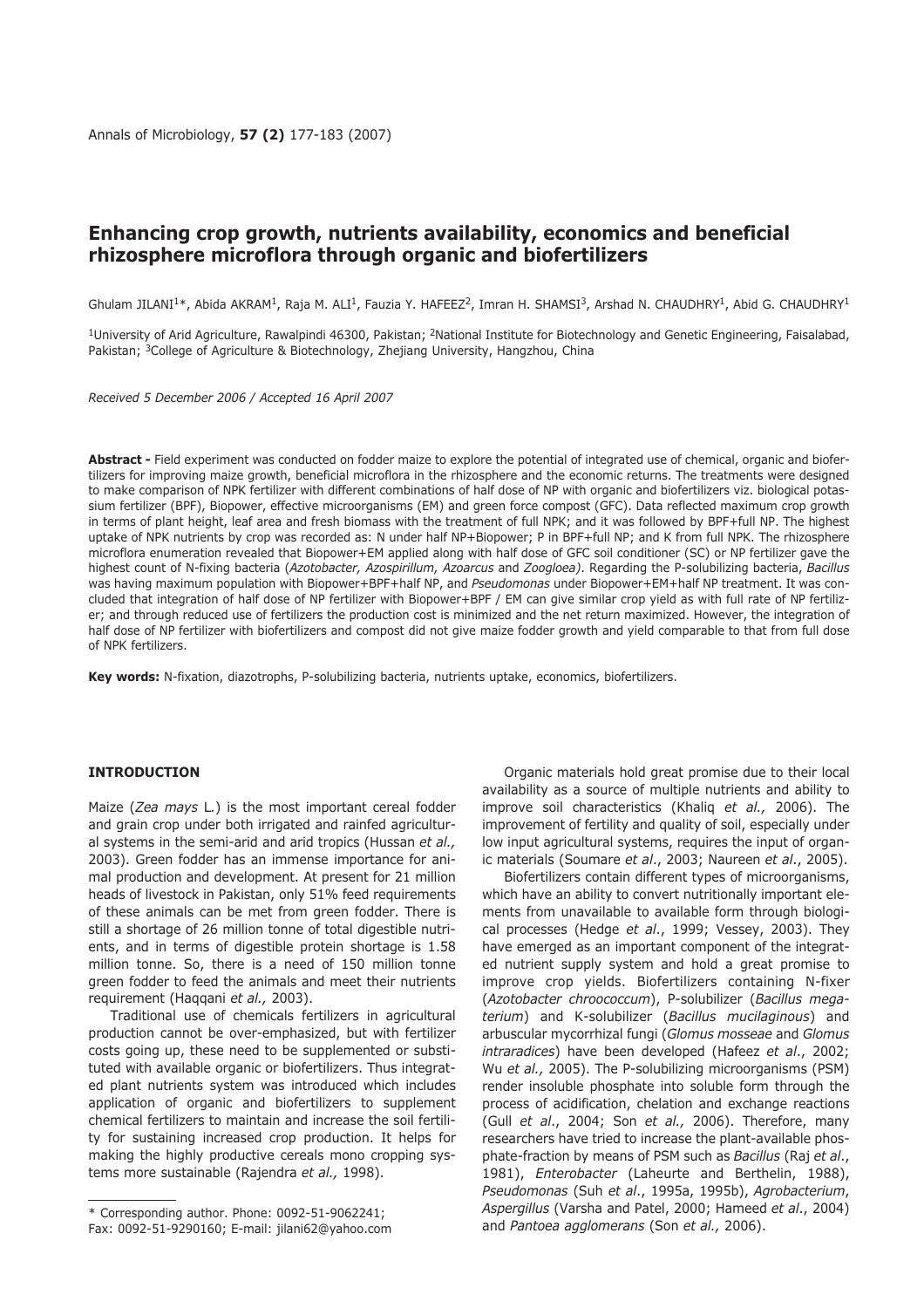# Enhancing crop growth, nutrients availability, economics and beneficial rhizosphere microflora through organic and biofertilizers

Ghulam JILANI[1]*, Abida AKRAM[1], Raja M. ALI[1], Fauzia Y. HAFEEZ[2], Imran H. SHAMSI[3], Arshad N. CHAUDHRY[1], Abid G. CHAUDHRY[1]

[1]University of Arid Agriculture, Rawalpindi 46300, Pakistan; [2]National Institute for Biotechnology and Genetic Engineering, Faisalabad, Pakistan; [3]College of Agriculture & Biotechnology, Zhejiang University, Hangzhou, China

*Received 5 December 2006 / Accepted 16 April 2007*

**Abstract -** Field experiment was conducted on fodder maize to explore the potential of integrated use of chemical, organic and biofertilizers for improving maize growth, beneficial microflora in the rhizosphere and the economic returns. The treatments were designed to make comparison of NPK fertilizer with different combinations of half dose of NP with organic and biofertilizers viz. biological potassium fertilizer (BPF), Biopower, effective microorganisms (EM) and green force compost (GFC). Data reflected maximum crop growth in terms of plant height, leaf area and fresh biomass with the treatment of full NPK; and it was followed by BPF+full NP. The highest uptake of NPK nutrients by crop was recorded as: N under half NP+Biopower; P in BPF+full NP; and K from full NPK. The rhizosphere microflora enumeration revealed that Biopower+EM applied along with half dose of GFC soil conditioner (SC) or NP fertilizer gave the highest count of N-fixing bacteria (*Azotobacter, Azospirillum, Azoarcus* and *Zoogloea)*. Regarding the P-solubilizing bacteria, *Bacillus* was having maximum population with Biopower+BPF+half NP, and *Pseudomonas* under Biopower+EM+half NP treatment. It was concluded that integration of half dose of NP fertilizer with Biopower+BPF / EM can give similar crop yield as with full rate of NP fertilizer; and through reduced use of fertilizers the production cost is minimized and the net return maximized. However, the integration of half dose of NP fertilizer with biofertilizers and compost did not give maize fodder growth and yield comparable to that from full dose of NPK fertilizers.

**Key words:** N-fixation, diazotrophs, P-solubilizing bacteria, nutrients uptake, economics, biofertilizers.

## INTRODUCTION

Maize (*Zea mays* L.) is the most important cereal fodder and grain crop under both irrigated and rainfed agricultural systems in the semi-arid and arid tropics (Hussan *et al.,* 2003). Green fodder has an immense importance for animal production and development. At present for 21 million heads of livestock in Pakistan, only 51% feed requirements of these animals can be met from green fodder. There is still a shortage of 26 million tonne of total digestible nutrients, and in terms of digestible protein shortage is 1.58 million tonne. So, there is a need of 150 million tonne green fodder to feed the animals and meet their nutrients requirement (Haqqani *et al.,* 2003).

Traditional use of chemicals fertilizers in agricultural production cannot be over-emphasized, but with fertilizer costs going up, these need to be supplemented or substituted with available organic or biofertilizers. Thus integrated plant nutrients system was introduced which includes application of organic and biofertilizers to supplement chemical fertilizers to maintain and increase the soil fertility for sustaining increased crop production. It helps for making the highly productive cereals mono cropping systems more sustainable (Rajendra *et al.,* 1998).

Organic materials hold great promise due to their local availability as a source of multiple nutrients and ability to improve soil characteristics (Khaliq *et al.,* 2006). The improvement of fertility and quality of soil, especially under low input agricultural systems, requires the input of organic materials (Soumare *et al*., 2003; Naureen *et al*., 2005).

Biofertilizers contain different types of microorganisms, which have an ability to convert nutritionally important elements from unavailable to available form through biological processes (Hedge *et al*., 1999; Vessey, 2003). They have emerged as an important component of the integrated nutrient supply system and hold a great promise to improve crop yields. Biofertilizers containing N-fixer (*Azotobacter chroococcum*), P-solubilizer (*Bacillus megaterium*) and K-solubilizer (*Bacillus mucilaginous*) and arbuscular mycorrhizal fungi (*Glomus mosseae* and *Glomus intraradices*) have been developed (Hafeez *et al*., 2002; Wu *et al.,* 2005). The P-solubilizing microorganisms (PSM) render insoluble phosphate into soluble form through the process of acidification, chelation and exchange reactions (Gull *et al*., 2004; Son *et al.,* 2006). Therefore, many researchers have tried to increase the plant-available phosphate-fraction by means of PSM such as *Bacillus* (Raj *et al*., 1981), *Enterobacter* (Laheurte and Berthelin, 1988), *Pseudomonas* (Suh *et al*., 1995a, 1995b), *Agrobacterium*, *Aspergillus* (Varsha and Patel, 2000; Hameed *et al*., 2004) and *Pantoea agglomerans* (Son *et al.,* 2006).

\* Corresponding author. Phone: 0092-51-9062241; Fax: 0092-51-9290160; E-mail: jilani62@yahoo.com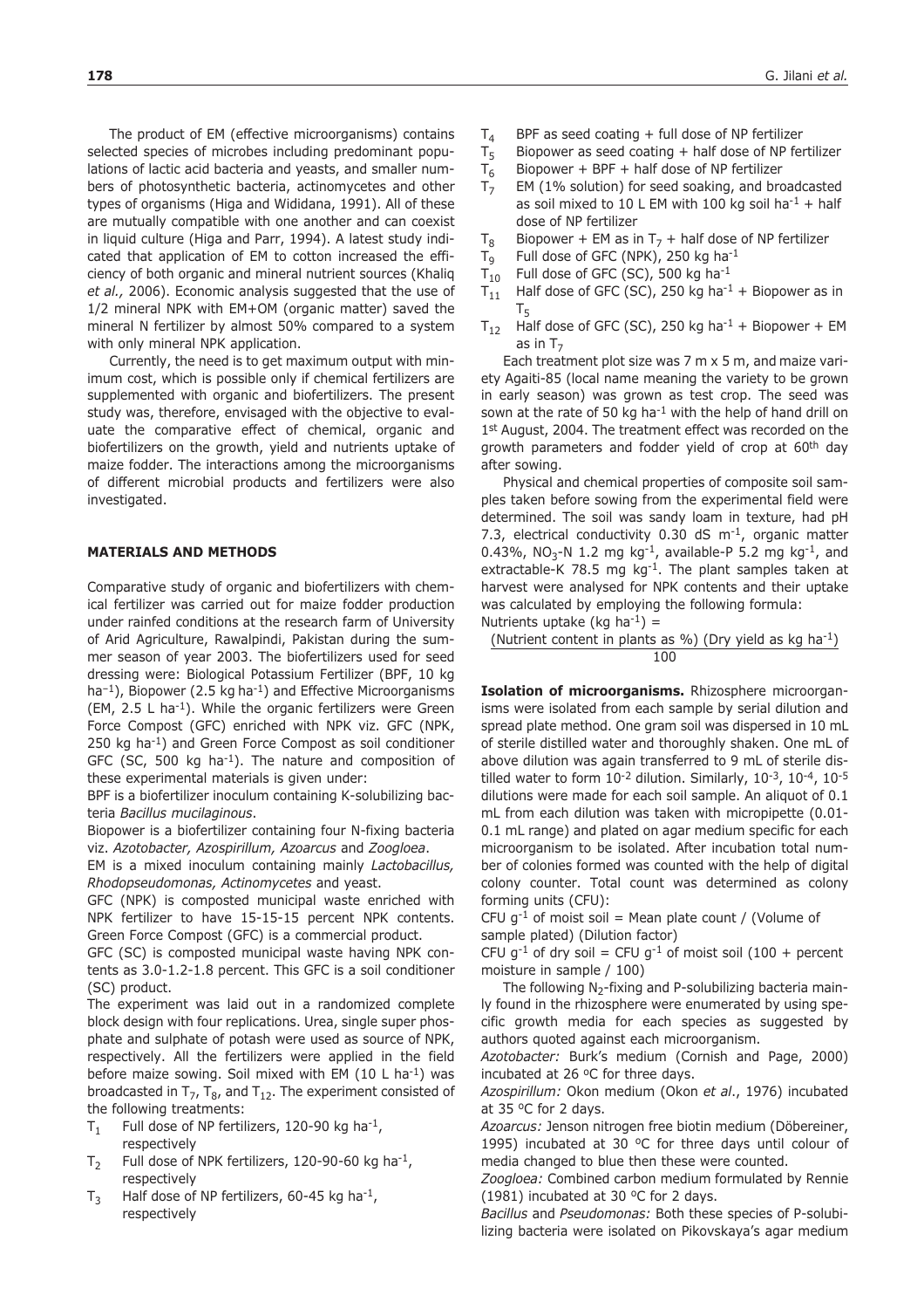The product of EM (effective microorganisms) contains selected species of microbes including predominant populations of lactic acid bacteria and yeasts, and smaller numbers of photosynthetic bacteria, actinomycetes and other types of organisms (Higa and Wididana, 1991). All of these are mutually compatible with one another and can coexist in liquid culture (Higa and Parr, 1994). A latest study indicated that application of EM to cotton increased the efficiency of both organic and mineral nutrient sources (Khaliq *et al.,* 2006). Economic analysis suggested that the use of 1/2 mineral NPK with EM+OM (organic matter) saved the mineral N fertilizer by almost 50% compared to a system with only mineral NPK application.

Currently, the need is to get maximum output with minimum cost, which is possible only if chemical fertilizers are supplemented with organic and biofertilizers. The present study was, therefore, envisaged with the objective to evaluate the comparative effect of chemical, organic and biofertilizers on the growth, yield and nutrients uptake of maize fodder. The interactions among the microorganisms of different microbial products and fertilizers were also investigated.

## MATERIALS AND METHODS

Comparative study of organic and biofertilizers with chemical fertilizer was carried out for maize fodder production under rainfed conditions at the research farm of University of Arid Agriculture, Rawalpindi, Pakistan during the summer season of year 2003. The biofertilizers used for seed dressing were: Biological Potassium Fertilizer (BPF, 10 kg $ha^{-1}$), Biopower (2.5 kg $ha^{-1}$) and Effective Microorganisms (EM, 2.5 L $ha^{-1}$). While the organic fertilizers were Green Force Compost (GFC) enriched with NPK viz. GFC (NPK, 250 kg $ha^{-1}$) and Green Force Compost as soil conditioner GFC (SC, 500 kg $ha^{-1}$). The nature and composition of these experimental materials is given under:

BPF is a biofertilizer inoculum containing K-solubilizing bacteria *Bacillus mucilaginous*.

Biopower is a biofertilizer containing four N-fixing bacteria viz. *Azotobacter, Azospirillum, Azoarcus* and *Zoogloea*.

EM is a mixed inoculum containing mainly *Lactobacillus, Rhodopseudomonas, Actinomycetes* and yeast.

GFC (NPK) is composted municipal waste enriched with NPK fertilizer to have 15-15-15 percent NPK contents. Green Force Compost (GFC) is a commercial product.

GFC (SC) is composted municipal waste having NPK contents as 3.0-1.2-1.8 percent. This GFC is a soil conditioner (SC) product.

The experiment was laid out in a randomized complete block design with four replications. Urea, single super phosphate and sulphate of potash were used as source of NPK, respectively. All the fertilizers were applied in the field before maize sowing. Soil mixed with EM (10 L $ha^{-1}$) was broadcasted in $T_7$, $T_8$, and $T_{12}$. The experiment consisted of the following treatments:

- $T_1$ Full dose of NP fertilizers, 120-90 kg $ha^{-1}$, respectively
- $T_2$ Full dose of NPK fertilizers, 120-90-60 kg $ha^{-1}$, respectively
- $T_3$ Half dose of NP fertilizers, 60-45 kg $ha^{-1}$, respectively
- $T_4$ BPF as seed coating + full dose of NP fertilizer
- $T_5$ Biopower as seed coating + half dose of NP fertilizer
- $T_6$ Biopower + BPF + half dose of NP fertilizer
- $T_7$ EM (1% solution) for seed soaking, and broadcasted as soil mixed to 10 L EM with 100 kg soil $ha^{-1}$ + half dose of NP fertilizer
- $T_8$ Biopower + EM as in $T_7$ + half dose of NP fertilizer
- $T_9$ Full dose of GFC (NPK), 250 kg $ha^{-1}$
- $T_{10}$ Full dose of GFC (SC), 500 kg $ha^{-1}$
- $T_{11}$ Half dose of GFC (SC), 250 kg $ha^{-1}$ + Biopower as in $T_5$
- $T_{12}$ Half dose of GFC (SC), 250 kg $ha^{-1}$ + Biopower + EM as in $T_7$

Each treatment plot size was 7 m x 5 m, and maize variety Agaiti-85 (local name meaning the variety to be grown in early season) was grown as test crop. The seed was sown at the rate of 50 kg $ha^{-1}$ with the help of hand drill on 1st August, 2004. The treatment effect was recorded on the growth parameters and fodder yield of crop at 60th day after sowing.

Physical and chemical properties of composite soil samples taken before sowing from the experimental field were determined. The soil was sandy loam in texture, had pH 7.3, electrical conductivity 0.30 dS $m^{-1}$, organic matter 0.43%, $NO_3$-N 1.2 mg $kg^{-1}$, available-P 5.2 mg $kg^{-1}$, and extractable-K 78.5 mg $kg^{-1}$. The plant samples taken at harvest were analysed for NPK contents and their uptake was calculated by employing the following formula:

$$\text{Nutrients uptake (kg ha}^{-1}) = \frac{(\text{Nutrient content in plants as \%})\ (\text{Dry yield as kg ha}^{-1})}{100}$$

**Isolation of microorganisms.** Rhizosphere microorganisms were isolated from each sample by serial dilution and spread plate method. One gram soil was dispersed in 10 mL of sterile distilled water and thoroughly shaken. One mL of above dilution was again transferred to 9 mL of sterile distilled water to form $10^{-2}$ dilution. Similarly, $10^{-3}$, $10^{-4}$, $10^{-5}$ dilutions were made for each soil sample. An aliquot of 0.1 mL from each dilution was taken with micropipette (0.01-0.1 mL range) and plated on agar medium specific for each microorganism to be isolated. After incubation total number of colonies formed was counted with the help of digital colony counter. Total count was determined as colony forming units (CFU):

CFU $g^{-1}$ of moist soil = Mean plate count / (Volume of sample plated) (Dilution factor)

CFU $g^{-1}$ of dry soil = CFU $g^{-1}$ of moist soil (100 + percent moisture in sample / 100)

The following $N_2$-fixing and P-solubilizing bacteria mainly found in the rhizosphere were enumerated by using specific growth media for each species as suggested by authors quoted against each microorganism.

*Azotobacter:* Burk's medium (Cornish and Page, 2000) incubated at 26 °C for three days.

*Azospirillum:* Okon medium (Okon *et al*., 1976) incubated at 35 °C for 2 days.

*Azoarcus:* Jenson nitrogen free biotin medium (Döbereiner, 1995) incubated at 30 °C for three days until colour of media changed to blue then these were counted.

*Zoogloea:* Combined carbon medium formulated by Rennie (1981) incubated at 30 °C for 2 days.

*Bacillus* and *Pseudomonas:* Both these species of P-solubilizing bacteria were isolated on Pikovskaya's agar medium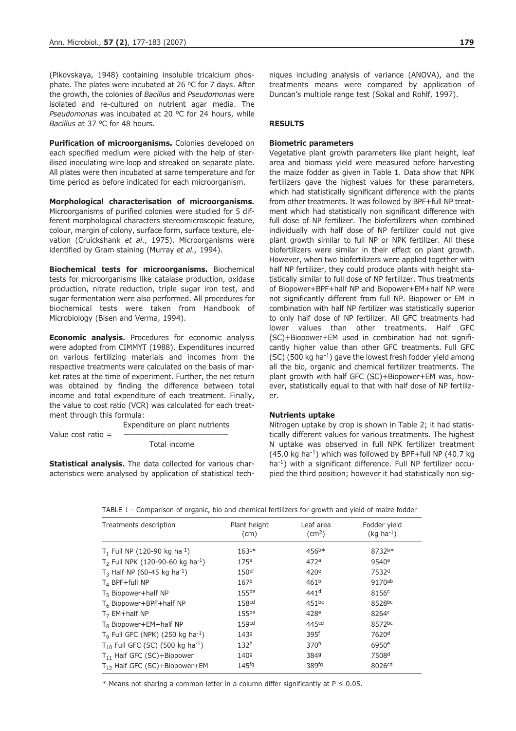(Pikovskaya, 1948) containing insoluble tricalcium phosphate. The plates were incubated at 26 °C for 7 days. After the growth, the colonies of *Bacillus* and *Pseudomonas* were isolated and re-cultured on nutrient agar media. The *Pseudomonas* was incubated at 20 °C for 24 hours, while *Bacillus* at 37 °C for 48 hours.

**Purification of microorganisms.** Colonies developed on each specified medium were picked with the help of sterilised inoculating wire loop and streaked on separate plate. All plates were then incubated at same temperature and for time period as before indicated for each microorganism.

**Morphological characterisation of microorganisms.** Microorganisms of purified colonies were studied for 5 different morphological characters stereomicroscopic feature, colour, margin of colony, surface form, surface texture, elevation (Cruickshank *et al*., 1975). Microorganisms were identified by Gram staining (Murray *et al.,* 1994).

**Biochemical tests for microorganisms.** Biochemical tests for microorganisms like catalase production, oxidase production, nitrate reduction, triple sugar iron test, and sugar fermentation were also performed. All procedures for biochemical tests were taken from Handbook of Microbiology (Bisen and Verma, 1994).

**Economic analysis.** Procedures for economic analysis were adopted from CIMMYT (1988). Expenditures incurred on various fertilizing materials and incomes from the respective treatments were calculated on the basis of market rates at the time of experiment. Further, the net return was obtained by finding the difference between total income and total expenditure of each treatment. Finally, the value to cost ratio (VCR) was calculated for each treatment through this formula:

$$\text{Value cost ratio} = \frac{\text{Expenditure on plant nutrients}}{\text{Total income}}$$

**Statistical analysis.** The data collected for various characteristics were analysed by application of statistical techniques including analysis of variance (ANOVA), and the treatments means were compared by application of Duncan's multiple range test (Sokal and Rohlf, 1997).

## RESULTS

### Biometric parameters

Vegetative plant growth parameters like plant height, leaf area and biomass yield were measured before harvesting the maize fodder as given in Table 1. Data show that NPK fertilizers gave the highest values for these parameters, which had statistically significant difference with the plants from other treatments. It was followed by BPF+full NP treatment which had statistically non significant difference with full dose of NP fertilizer. The biofertilizers when combined individually with half dose of NP fertilizer could not give plant growth similar to full NP or NPK fertilizer. All these biofertilizers were similar in their effect on plant growth. However, when two biofertilizers were applied together with half NP fertilizer, they could produce plants with height statistically similar to full dose of NP fertilizer. Thus treatments of Biopower+BPF+half NP and Biopower+EM+half NP were not significantly different from full NP. Biopower or EM in combination with half NP fertilizer was statistically superior to only half dose of NP fertilizer. All GFC treatments had lower values than other treatments. Half GFC (SC)+Biopower+EM used in combination had not significantly higher value than other GFC treatments. Full GFC (SC) (500 kg ha$^{-1}$) gave the lowest fresh fodder yield among all the bio, organic and chemical fertilizer treatments. The plant growth with half GFC (SC)+Biopower+EM was, however, statistically equal to that with half dose of NP fertilizer.

### Nutrients uptake

Nitrogen uptake by crop is shown in Table 2; it had statistically different values for various treatments. The highest N uptake was observed in full NPK fertilizer treatment (45.0 kg ha$^{-1}$) which was followed by BPF+full NP (40.7 kg ha$^{-1}$) with a significant difference. Full NP fertilizer occupied the third position; however it had statistically non sig-

TABLE 1 - Comparison of organic, bio and chemical fertilizers for growth and yield of maize fodder

| Treatments description | Plant height (cm) | Leaf area (cm$^2$) | Fodder yield (kg ha$^{-1}$) |
|---|---|---|---|
| $T_1$ Full NP (120-90 kg ha$^{-1}$) | 163$^{c*}$ | 456$^{b*}$ | 8732$^{b*}$ |
| $T_2$ Full NPK (120-90-60 kg ha$^{-1}$) | 175$^a$ | 472$^a$ | 9540$^a$ |
| $T_3$ Half NP (60-45 kg ha$^{-1}$) | 150$^{ef}$ | 420$^e$ | 7532$^d$ |
| $T_4$ BPF+full NP | 167$^b$ | 461$^b$ | 9170$^{ab}$ |
| $T_5$ Biopower+half NP | 155$^{de}$ | 441$^d$ | 8156$^c$ |
| $T_6$ Biopower+BPF+half NP | 158$^{cd}$ | 451$^{bc}$ | 8528$^{bc}$ |
| $T_7$ EM+half NP | 155$^{de}$ | 428$^e$ | 8264$^c$ |
| $T_8$ Biopower+EM+half NP | 159$^{cd}$ | 445$^{cd}$ | 8572$^{bc}$ |
| $T_9$ Full GFC (NPK) (250 kg ha$^{-1}$) | 143$^g$ | 395$^f$ | 7620$^d$ |
| $T_{10}$ Full GFC (SC) (500 kg ha$^{-1}$) | 132$^h$ | 370$^h$ | 6950$^e$ |
| $T_{11}$ Half GFC (SC)+Biopower | 140$^g$ | 384$^g$ | 7508$^d$ |
| $T_{12}$ Half GFC (SC)+Biopower+EM | 145$^{fg}$ | 389$^{fg}$ | 8026$^{cd}$ |

\* Means not sharing a common letter in a column differ significantly at $P \leq 0.05$.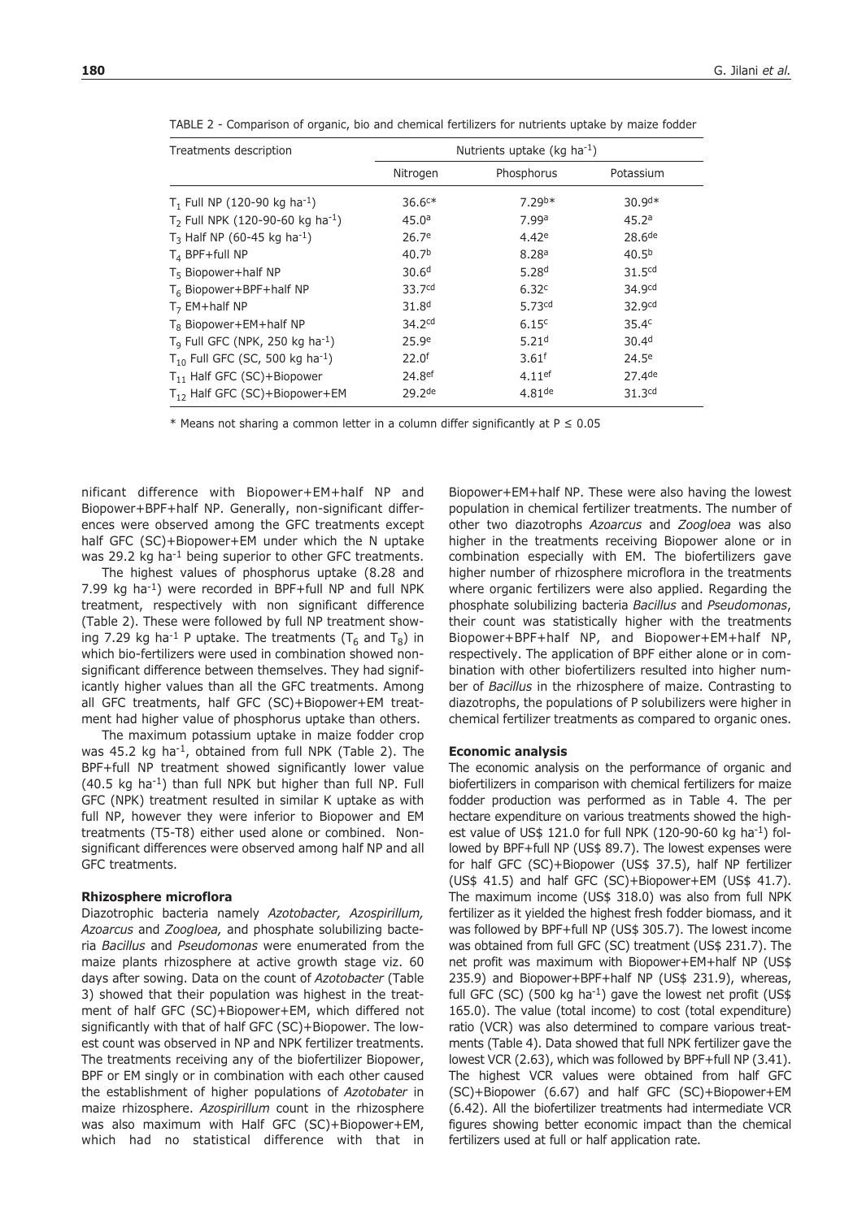TABLE 2 - Comparison of organic, bio and chemical fertilizers for nutrients uptake by maize fodder

| Treatments description | Nutrients uptake (kg ha$^{-1}$) | | |
|---|---|---|---|
| | Nitrogen | Phosphorus | Potassium |
| $T_1$ Full NP (120-90 kg ha$^{-1}$) | 36.6$^{c*}$ | 7.29$^{b*}$ | 30.9$^{d*}$ |
| $T_2$ Full NPK (120-90-60 kg ha$^{-1}$) | 45.0$^{a}$ | 7.99$^{a}$ | 45.2$^{a}$ |
| $T_3$ Half NP (60-45 kg ha$^{-1}$) | 26.7$^{e}$ | 4.42$^{e}$ | 28.6$^{de}$ |
| $T_4$ BPF+full NP | 40.7$^{b}$ | 8.28$^{a}$ | 40.5$^{b}$ |
| $T_5$ Biopower+half NP | 30.6$^{d}$ | 5.28$^{d}$ | 31.5$^{cd}$ |
| $T_6$ Biopower+BPF+half NP | 33.7$^{cd}$ | 6.32$^{c}$ | 34.9$^{cd}$ |
| $T_7$ EM+half NP | 31.8$^{d}$ | 5.73$^{cd}$ | 32.9$^{cd}$ |
| $T_8$ Biopower+EM+half NP | 34.2$^{cd}$ | 6.15$^{c}$ | 35.4$^{c}$ |
| $T_9$ Full GFC (NPK, 250 kg ha$^{-1}$) | 25.9$^{e}$ | 5.21$^{d}$ | 30.4$^{d}$ |
| $T_{10}$ Full GFC (SC, 500 kg ha$^{-1}$) | 22.0$^{f}$ | 3.61$^{f}$ | 24.5$^{e}$ |
| $T_{11}$ Half GFC (SC)+Biopower | 24.8$^{ef}$ | 4.11$^{ef}$ | 27.4$^{de}$ |
| $T_{12}$ Half GFC (SC)+Biopower+EM | 29.2$^{de}$ | 4.81$^{de}$ | 31.3$^{cd}$ |

\* Means not sharing a common letter in a column differ significantly at $P \leq 0.05$

nificant difference with Biopower+EM+half NP and Biopower+BPF+half NP. Generally, non-significant differences were observed among the GFC treatments except half GFC (SC)+Biopower+EM under which the N uptake was 29.2 kg ha$^{-1}$ being superior to other GFC treatments.

The highest values of phosphorus uptake (8.28 and 7.99 kg ha$^{-1}$) were recorded in BPF+full NP and full NPK treatment, respectively with non significant difference (Table 2). These were followed by full NP treatment showing 7.29 kg ha$^{-1}$ P uptake. The treatments ($T_6$ and $T_8$) in which bio-fertilizers were used in combination showed non-significant difference between themselves. They had significantly higher values than all the GFC treatments. Among all GFC treatments, half GFC (SC)+Biopower+EM treatment had higher value of phosphorus uptake than others.

The maximum potassium uptake in maize fodder crop was 45.2 kg ha$^{-1}$, obtained from full NPK (Table 2). The BPF+full NP treatment showed significantly lower value (40.5 kg ha$^{-1}$) than full NPK but higher than full NP. Full GFC (NPK) treatment resulted in similar K uptake as with full NP, however they were inferior to Biopower and EM treatments (T5-T8) either used alone or combined. Non-significant differences were observed among half NP and all GFC treatments.

#### Rhizosphere microflora

Diazotrophic bacteria namely *Azotobacter, Azospirillum, Azoarcus* and *Zoogloea,* and phosphate solubilizing bacteria *Bacillus* and *Pseudomonas* were enumerated from the maize plants rhizosphere at active growth stage viz. 60 days after sowing. Data on the count of *Azotobacter* (Table 3) showed that their population was highest in the treatment of half GFC (SC)+Biopower+EM, which differed not significantly with that of half GFC (SC)+Biopower. The lowest count was observed in NP and NPK fertilizer treatments. The treatments receiving any of the biofertilizer Biopower, BPF or EM singly or in combination with each other caused the establishment of higher populations of *Azotobater* in maize rhizosphere. *Azospirillum* count in the rhizosphere was also maximum with Half GFC (SC)+Biopower+EM, which had no statistical difference with that in Biopower+EM+half NP. These were also having the lowest population in chemical fertilizer treatments. The number of other two diazotrophs *Azoarcus* and *Zoogloea* was also higher in the treatments receiving Biopower alone or in combination especially with EM. The biofertilizers gave higher number of rhizosphere microflora in the treatments where organic fertilizers were also applied. Regarding the phosphate solubilizing bacteria *Bacillus* and *Pseudomonas*, their count was statistically higher with the treatments Biopower+BPF+half NP, and Biopower+EM+half NP, respectively. The application of BPF either alone or in combination with other biofertilizers resulted into higher number of *Bacillus* in the rhizosphere of maize. Contrasting to diazotrophs, the populations of P solubilizers were higher in chemical fertilizer treatments as compared to organic ones.

#### Economic analysis

The economic analysis on the performance of organic and biofertilizers in comparison with chemical fertilizers for maize fodder production was performed as in Table 4. The per hectare expenditure on various treatments showed the highest value of US$ 121.0 for full NPK (120-90-60 kg ha$^{-1}$) followed by BPF+full NP (US$ 89.7). The lowest expenses were for half GFC (SC)+Biopower (US$ 37.5), half NP fertilizer (US$ 41.5) and half GFC (SC)+Biopower+EM (US$ 41.7). The maximum income (US$ 318.0) was also from full NPK fertilizer as it yielded the highest fresh fodder biomass, and it was followed by BPF+full NP (US$ 305.7). The lowest income was obtained from full GFC (SC) treatment (US$ 231.7). The net profit was maximum with Biopower+EM+half NP (US$ 235.9) and Biopower+BPF+half NP (US$ 231.9), whereas, full GFC (SC) (500 kg ha$^{-1}$) gave the lowest net profit (US$ 165.0). The value (total income) to cost (total expenditure) ratio (VCR) was also determined to compare various treatments (Table 4). Data showed that full NPK fertilizer gave the lowest VCR (2.63), which was followed by BPF+full NP (3.41). The highest VCR values were obtained from half GFC (SC)+Biopower (6.67) and half GFC (SC)+Biopower+EM (6.42). All the biofertilizer treatments had intermediate VCR figures showing better economic impact than the chemical fertilizers used at full or half application rate.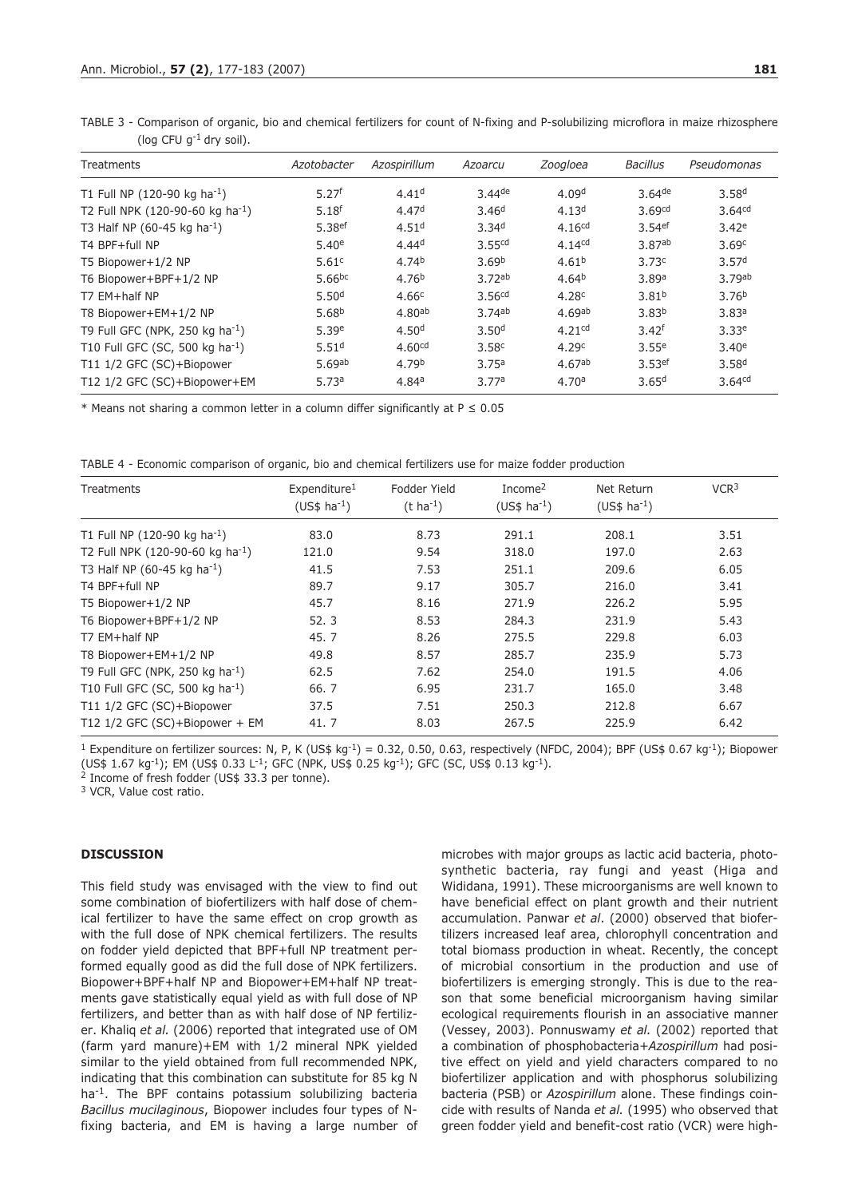TABLE 3 - Comparison of organic, bio and chemical fertilizers for count of N-fixing and P-solubilizing microflora in maize rhizosphere (log CFU $g^{-1}$ dry soil).

| Treatments | *Azotobacter* | *Azospirillum* | *Azoarcu* | *Zoogloea* | *Bacillus* | *Pseudomonas* |
|---|---|---|---|---|---|---|
| T1 Full NP (120-90 kg $ha^{-1}$) | $5.27^{f}$ | $4.41^{d}$ | $3.44^{de}$ | $4.09^{d}$ | $3.64^{de}$ | $3.58^{d}$ |
| T2 Full NPK (120-90-60 kg $ha^{-1}$) | $5.18^{f}$ | $4.47^{d}$ | $3.46^{d}$ | $4.13^{d}$ | $3.69^{cd}$ | $3.64^{cd}$ |
| T3 Half NP (60-45 kg $ha^{-1}$) | $5.38^{ef}$ | $4.51^{d}$ | $3.34^{d}$ | $4.16^{cd}$ | $3.54^{ef}$ | $3.42^{e}$ |
| T4 BPF+full NP | $5.40^{e}$ | $4.44^{d}$ | $3.55^{cd}$ | $4.14^{cd}$ | $3.87^{ab}$ | $3.69^{c}$ |
| T5 Biopower+1/2 NP | $5.61^{c}$ | $4.74^{b}$ | $3.69^{b}$ | $4.61^{b}$ | $3.73^{c}$ | $3.57^{d}$ |
| T6 Biopower+BPF+1/2 NP | $5.66^{bc}$ | $4.76^{b}$ | $3.72^{ab}$ | $4.64^{b}$ | $3.89^{a}$ | $3.79^{ab}$ |
| T7 EM+half NP | $5.50^{d}$ | $4.66^{c}$ | $3.56^{cd}$ | $4.28^{c}$ | $3.81^{b}$ | $3.76^{b}$ |
| T8 Biopower+EM+1/2 NP | $5.68^{b}$ | $4.80^{ab}$ | $3.74^{ab}$ | $4.69^{ab}$ | $3.83^{b}$ | $3.83^{a}$ |
| T9 Full GFC (NPK, 250 kg $ha^{-1}$) | $5.39^{e}$ | $4.50^{d}$ | $3.50^{d}$ | $4.21^{cd}$ | $3.42^{f}$ | $3.33^{e}$ |
| T10 Full GFC (SC, 500 kg $ha^{-1}$) | $5.51^{d}$ | $4.60^{cd}$ | $3.58^{c}$ | $4.29^{c}$ | $3.55^{e}$ | $3.40^{e}$ |
| T11 1/2 GFC (SC)+Biopower | $5.69^{ab}$ | $4.79^{b}$ | $3.75^{a}$ | $4.67^{ab}$ | $3.53^{ef}$ | $3.58^{d}$ |
| T12 1/2 GFC (SC)+Biopower+EM | $5.73^{a}$ | $4.84^{a}$ | $3.77^{a}$ | $4.70^{a}$ | $3.65^{d}$ | $3.64^{cd}$ |

\* Means not sharing a common letter in a column differ significantly at $P \leq 0.05$

TABLE 4 - Economic comparison of organic, bio and chemical fertilizers use for maize fodder production

| Treatments | Expenditure[1] (US\$ $ha^{-1}$) | Fodder Yield (t $ha^{-1}$) | Income[2] (US\$ $ha^{-1}$) | Net Return (US\$ $ha^{-1}$) | VCR[3] |
|---|---|---|---|---|---|
| T1 Full NP (120-90 kg $ha^{-1}$) | 83.0 | 8.73 | 291.1 | 208.1 | 3.51 |
| T2 Full NPK (120-90-60 kg $ha^{-1}$) | 121.0 | 9.54 | 318.0 | 197.0 | 2.63 |
| T3 Half NP (60-45 kg $ha^{-1}$) | 41.5 | 7.53 | 251.1 | 209.6 | 6.05 |
| T4 BPF+full NP | 89.7 | 9.17 | 305.7 | 216.0 | 3.41 |
| T5 Biopower+1/2 NP | 45.7 | 8.16 | 271.9 | 226.2 | 5.95 |
| T6 Biopower+BPF+1/2 NP | 52. 3 | 8.53 | 284.3 | 231.9 | 5.43 |
| T7 EM+half NP | 45. 7 | 8.26 | 275.5 | 229.8 | 6.03 |
| T8 Biopower+EM+1/2 NP | 49.8 | 8.57 | 285.7 | 235.9 | 5.73 |
| T9 Full GFC (NPK, 250 kg $ha^{-1}$) | 62.5 | 7.62 | 254.0 | 191.5 | 4.06 |
| T10 Full GFC (SC, 500 kg $ha^{-1}$) | 66. 7 | 6.95 | 231.7 | 165.0 | 3.48 |
| T11 1/2 GFC (SC)+Biopower | 37.5 | 7.51 | 250.3 | 212.8 | 6.67 |
| T12 1/2 GFC (SC)+Biopower + EM | 41. 7 | 8.03 | 267.5 | 225.9 | 6.42 |

[1] Expenditure on fertilizer sources: N, P, K (US\$ $kg^{-1}$) = 0.32, 0.50, 0.63, respectively (NFDC, 2004); BPF (US\$ 0.67 $kg^{-1}$); Biopower (US\$ 1.67 $kg^{-1}$); EM (US\$ 0.33 $L^{-1}$; GFC (NPK, US\$ 0.25 $kg^{-1}$); GFC (SC, US\$ 0.13 $kg^{-1}$).
[2] Income of fresh fodder (US\$ 33.3 per tonne).
[3] VCR, Value cost ratio.

## DISCUSSION

This field study was envisaged with the view to find out some combination of biofertilizers with half dose of chemical fertilizer to have the same effect on crop growth as with the full dose of NPK chemical fertilizers. The results on fodder yield depicted that BPF+full NP treatment performed equally good as did the full dose of NPK fertilizers. Biopower+BPF+half NP and Biopower+EM+half NP treatments gave statistically equal yield as with full dose of NP fertilizers, and better than as with half dose of NP fertilizer. Khaliq *et al.* (2006) reported that integrated use of OM (farm yard manure)+EM with 1/2 mineral NPK yielded similar to the yield obtained from full recommended NPK, indicating that this combination can substitute for 85 kg N $ha^{-1}$. The BPF contains potassium solubilizing bacteria *Bacillus mucilaginous*, Biopower includes four types of N-fixing bacteria, and EM is having a large number of microbes with major groups as lactic acid bacteria, photosynthetic bacteria, ray fungi and yeast (Higa and Wididana, 1991). These microorganisms are well known to have beneficial effect on plant growth and their nutrient accumulation. Panwar *et al*. (2000) observed that biofertilizers increased leaf area, chlorophyll concentration and total biomass production in wheat. Recently, the concept of microbial consortium in the production and use of biofertilizers is emerging strongly. This is due to the reason that some beneficial microorganism having similar ecological requirements flourish in an associative manner (Vessey, 2003). Ponnuswamy *et al.* (2002) reported that a combination of phosphobacteria+*Azospirillum* had positive effect on yield and yield characters compared to no biofertilizer application and with phosphorus solubilizing bacteria (PSB) or *Azospirillum* alone. These findings coincide with results of Nanda *et al.* (1995) who observed that green fodder yield and benefit-cost ratio (VCR) were high-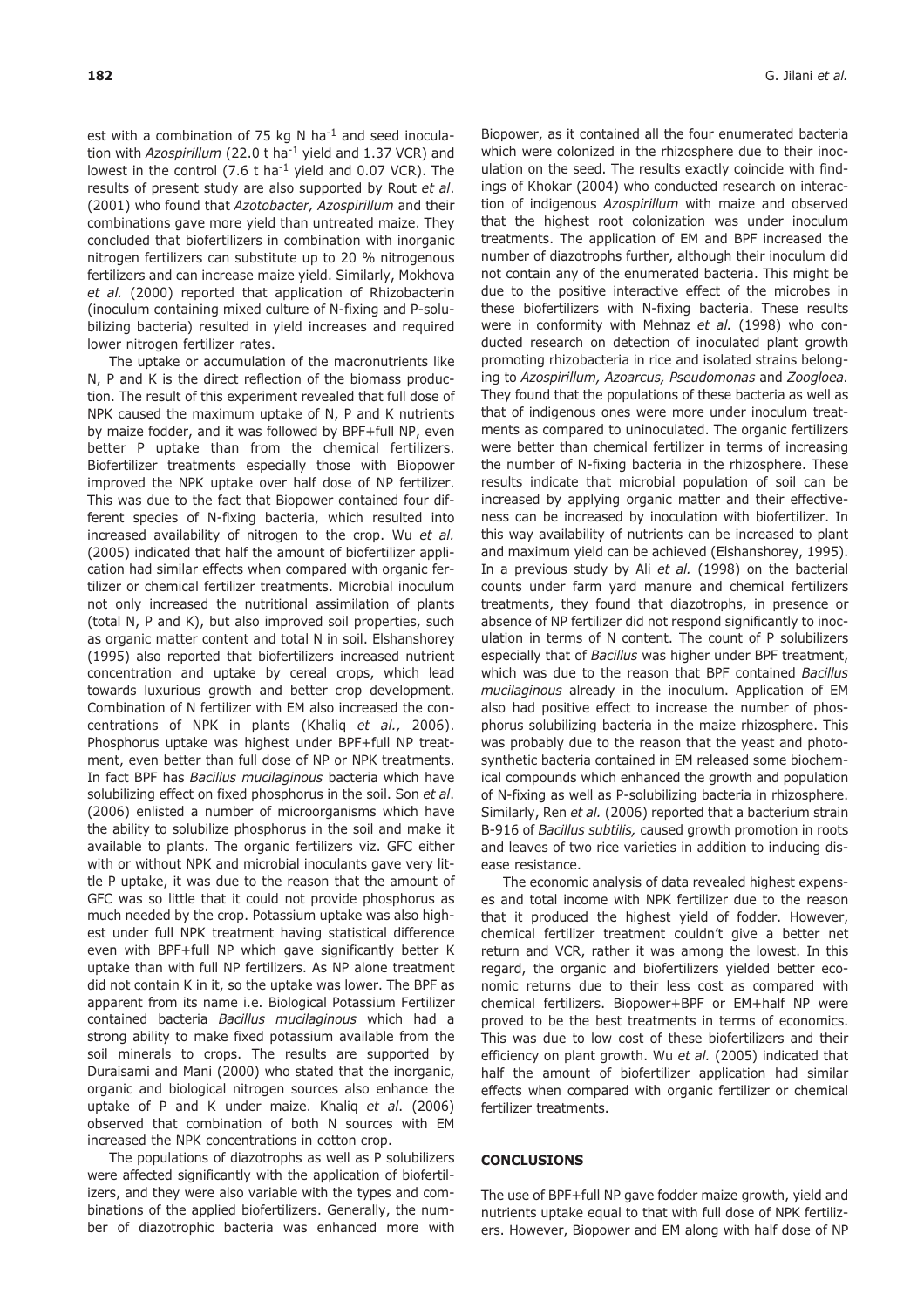est with a combination of 75 kg N $ha^{-1}$ and seed inoculation with *Azospirillum* (22.0 t $ha^{-1}$ yield and 1.37 VCR) and lowest in the control (7.6 t $ha^{-1}$ yield and 0.07 VCR). The results of present study are also supported by Rout *et al*. (2001) who found that *Azotobacter, Azospirillum* and their combinations gave more yield than untreated maize. They concluded that biofertilizers in combination with inorganic nitrogen fertilizers can substitute up to 20 % nitrogenous fertilizers and can increase maize yield. Similarly, Mokhova *et al.* (2000) reported that application of Rhizobacterin (inoculum containing mixed culture of N-fixing and P-solubilizing bacteria) resulted in yield increases and required lower nitrogen fertilizer rates.

The uptake or accumulation of the macronutrients like N, P and K is the direct reflection of the biomass production. The result of this experiment revealed that full dose of NPK caused the maximum uptake of N, P and K nutrients by maize fodder, and it was followed by BPF+full NP, even better P uptake than from the chemical fertilizers. Biofertilizer treatments especially those with Biopower improved the NPK uptake over half dose of NP fertilizer. This was due to the fact that Biopower contained four different species of N-fixing bacteria, which resulted into increased availability of nitrogen to the crop. Wu *et al.* (2005) indicated that half the amount of biofertilizer application had similar effects when compared with organic fertilizer or chemical fertilizer treatments. Microbial inoculum not only increased the nutritional assimilation of plants (total N, P and K), but also improved soil properties, such as organic matter content and total N in soil. Elshanshorey (1995) also reported that biofertilizers increased nutrient concentration and uptake by cereal crops, which lead towards luxurious growth and better crop development. Combination of N fertilizer with EM also increased the concentrations of NPK in plants (Khaliq *et al.,* 2006). Phosphorus uptake was highest under BPF+full NP treatment, even better than full dose of NP or NPK treatments. In fact BPF has *Bacillus mucilaginous* bacteria which have solubilizing effect on fixed phosphorus in the soil. Son *et al*. (2006) enlisted a number of microorganisms which have the ability to solubilize phosphorus in the soil and make it available to plants. The organic fertilizers viz. GFC either with or without NPK and microbial inoculants gave very little P uptake, it was due to the reason that the amount of GFC was so little that it could not provide phosphorus as much needed by the crop. Potassium uptake was also highest under full NPK treatment having statistical difference even with BPF+full NP which gave significantly better K uptake than with full NP fertilizers. As NP alone treatment did not contain K in it, so the uptake was lower. The BPF as apparent from its name i.e. Biological Potassium Fertilizer contained bacteria *Bacillus mucilaginous* which had a strong ability to make fixed potassium available from the soil minerals to crops. The results are supported by Duraisami and Mani (2000) who stated that the inorganic, organic and biological nitrogen sources also enhance the uptake of P and K under maize. Khaliq *et al*. (2006) observed that combination of both N sources with EM increased the NPK concentrations in cotton crop.

The populations of diazotrophs as well as P solubilizers were affected significantly with the application of biofertilizers, and they were also variable with the types and combinations of the applied biofertilizers. Generally, the number of diazotrophic bacteria was enhanced more with Biopower, as it contained all the four enumerated bacteria which were colonized in the rhizosphere due to their inoculation on the seed. The results exactly coincide with findings of Khokar (2004) who conducted research on interaction of indigenous *Azospirillum* with maize and observed that the highest root colonization was under inoculum treatments. The application of EM and BPF increased the number of diazotrophs further, although their inoculum did not contain any of the enumerated bacteria. This might be due to the positive interactive effect of the microbes in these biofertilizers with N-fixing bacteria. These results were in conformity with Mehnaz *et al.* (1998) who conducted research on detection of inoculated plant growth promoting rhizobacteria in rice and isolated strains belonging to *Azospirillum, Azoarcus, Pseudomonas* and *Zoogloea.* They found that the populations of these bacteria as well as that of indigenous ones were more under inoculum treatments as compared to uninoculated. The organic fertilizers were better than chemical fertilizer in terms of increasing the number of N-fixing bacteria in the rhizosphere. These results indicate that microbial population of soil can be increased by applying organic matter and their effectiveness can be increased by inoculation with biofertilizer. In this way availability of nutrients can be increased to plant and maximum yield can be achieved (Elshanshorey, 1995). In a previous study by Ali *et al.* (1998) on the bacterial counts under farm yard manure and chemical fertilizers treatments, they found that diazotrophs, in presence or absence of NP fertilizer did not respond significantly to inoculation in terms of N content. The count of P solubilizers especially that of *Bacillus* was higher under BPF treatment, which was due to the reason that BPF contained *Bacillus mucilaginous* already in the inoculum. Application of EM also had positive effect to increase the number of phosphorus solubilizing bacteria in the maize rhizosphere. This was probably due to the reason that the yeast and photosynthetic bacteria contained in EM released some biochemical compounds which enhanced the growth and population of N-fixing as well as P-solubilizing bacteria in rhizosphere. Similarly, Ren *et al.* (2006) reported that a bacterium strain B-916 of *Bacillus subtilis,* caused growth promotion in roots and leaves of two rice varieties in addition to inducing disease resistance.

The economic analysis of data revealed highest expenses and total income with NPK fertilizer due to the reason that it produced the highest yield of fodder. However, chemical fertilizer treatment couldn't give a better net return and VCR, rather it was among the lowest. In this regard, the organic and biofertilizers yielded better economic returns due to their less cost as compared with chemical fertilizers. Biopower+BPF or EM+half NP were proved to be the best treatments in terms of economics. This was due to low cost of these biofertilizers and their efficiency on plant growth. Wu *et al.* (2005) indicated that half the amount of biofertilizer application had similar effects when compared with organic fertilizer or chemical fertilizer treatments.

## CONCLUSIONS

The use of BPF+full NP gave fodder maize growth, yield and nutrients uptake equal to that with full dose of NPK fertilizers. However, Biopower and EM along with half dose of NP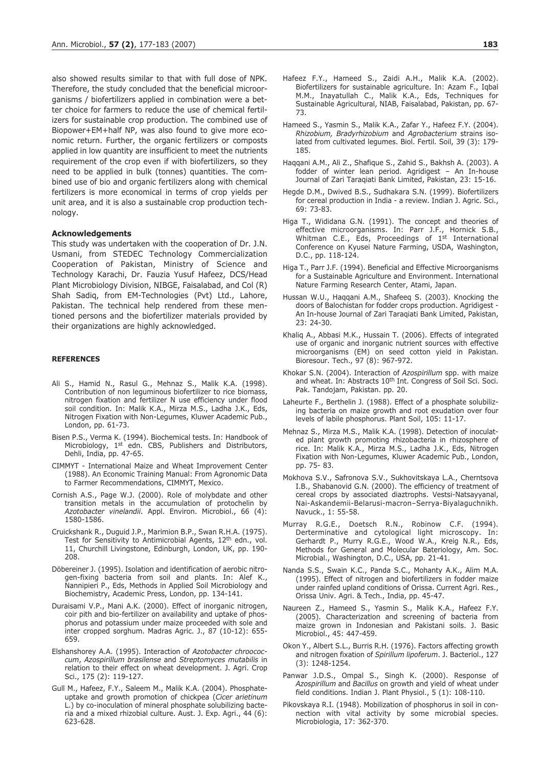also showed results similar to that with full dose of NPK. Therefore, the study concluded that the beneficial microorganisms / biofertilizers applied in combination were a better choice for farmers to reduce the use of chemical fertilizers for sustainable crop production. The combined use of Biopower+EM+half NP, was also found to give more economic return. Further, the organic fertilizers or composts applied in low quantity are insufficient to meet the nutrients requirement of the crop even if with biofertilizers, so they need to be applied in bulk (tonnes) quantities. The combined use of bio and organic fertilizers along with chemical fertilizers is more economical in terms of crop yields per unit area, and it is also a sustainable crop production technology.

#### Acknowledgements

This study was undertaken with the cooperation of Dr. J.N. Usmani, from STEDEC Technology Commercialization Cooperation of Pakistan, Ministry of Science and Technology Karachi, Dr. Fauzia Yusuf Hafeez, DCS/Head Plant Microbiology Division, NIBGE, Faisalabad, and Col (R) Shah Sadiq, from EM-Technologies (Pvt) Ltd., Lahore, Pakistan. The technical help rendered from these mentioned persons and the biofertilizer materials provided by their organizations are highly acknowledged.

#### REFERENCES

Ali S., Hamid N., Rasul G., Mehnaz S., Malik K.A. (1998). Contribution of non leguminous biofertilizer to rice biomass, nitrogen fixation and fertilizer N use efficiency under flood soil condition. In: Malik K.A., Mirza M.S., Ladha J.K., Eds, Nitrogen Fixation with Non-Legumes, Kluwer Academic Pub., London, pp. 61-73.

Bisen P.S., Verma K. (1994). Biochemical tests. In: Handbook of Microbiology, 1st edn. CBS, Publishers and Distributors, Dehli, India, pp. 47-65.

CIMMYT - International Maize and Wheat Improvement Center (1988). An Economic Training Manual: From Agronomic Data to Farmer Recommendations, CIMMYT, Mexico.

Cornish A.S., Page W.J. (2000). Role of molybdate and other transition metals in the accumulation of protochelin by *Azotobacter vinelandii*. Appl. Environ. Microbiol., 66 (4): 1580-1586.

Cruickshank R., Duguid J.P., Marimion B.P., Swan R.H.A. (1975). Test for Sensitivity to Antimicrobial Agents, 12th edn., vol. 11, Churchill Livingstone, Edinburgh, London, UK, pp. 190-208.

Döbereiner J. (1995). Isolation and identification of aerobic nitrogen-fixing bacteria from soil and plants. In: Alef K., Nannipieri P., Eds, Methods in Applied Soil Microbiology and Biochemistry, Academic Press, London, pp. 134-141.

Duraisami V.P., Mani A.K. (2000). Effect of inorganic nitrogen, coir pith and bio-fertilizer on availability and uptake of phosphorus and potassium under maize proceeded with sole and inter cropped sorghum. Madras Agric. J., 87 (10-12): 655-659.

Elshanshorey A.A. (1995). Interaction of *Azotobacter chroococcum*, *Azospirillum brasilense* and *Streptomyces mutabilis* in relation to their effect on wheat development. J. Agri. Crop Sci., 175 (2): 119-127.

Gull M., Hafeez, F.Y., Saleem M., Malik K.A. (2004). Phosphate-uptake and growth promotion of chickpea (*Cicer arietinum* L.) by co-inoculation of mineral phosphate solubilizing bacteria and a mixed rhizobial culture. Aust. J. Exp. Agri., 44 (6): 623-628.

Hafeez F.Y., Hameed S., Zaidi A.H., Malik K.A. (2002). Biofertilizers for sustainable agriculture. In: Azam F., Iqbal M.M., Inayatullah C., Malik K.A., Eds, Techniques for Sustainable Agricultural, NIAB, Faisalabad, Pakistan, pp. 67-73.

Hameed S., Yasmin S., Malik K.A., Zafar Y., Hafeez F.Y. (2004). *Rhizobium, Bradyrhizobium* and *Agrobacterium* strains isolated from cultivated legumes. Biol. Fertil. Soil, 39 (3): 179-185.

Haqqani A.M., Ali Z., Shafique S., Zahid S., Bakhsh A. (2003). A fodder of winter lean period. Agridigest – An In-house Journal of Zari Taraqiati Bank Limited, Pakistan, 23: 15-16.

Hegde D.M., Dwived B.S., Sudhakara S.N. (1999). Biofertilizers for cereal production in India - a review. Indian J. Agric. Sci., 69: 73-83.

Higa T., Wididana G.N. (1991). The concept and theories of effective microorganisms. In: Parr J.F., Hornick S.B., Whitman C.E., Eds, Proceedings of 1st International Conference on Kyusei Nature Farming, USDA, Washington, D.C., pp. 118-124.

Higa T., Parr J.F. (1994). Beneficial and Effective Microorganisms for a Sustainable Agriculture and Environment. International Nature Farming Research Center, Atami, Japan.

Hussan W.U., Haqqani A.M., Shafeeq S. (2003). Knocking the doors of Balochistan for fodder crops production. Agridigest - An In-house Journal of Zari Taraqiati Bank Limited, Pakistan, 23: 24-30.

Khaliq A., Abbasi M.K., Hussain T. (2006). Effects of integrated use of organic and inorganic nutrient sources with effective microorganisms (EM) on seed cotton yield in Pakistan. Bioresour. Tech., 97 (8): 967-972.

Khokar S.N. (2004). Interaction of *Azospirillum* spp. with maize and wheat. In: Abstracts 10th Int. Congress of Soil Sci. Soci. Pak. Tandojam, Pakistan. pp. 20.

Laheurte F., Berthelin J. (1988). Effect of a phosphate solubilizing bacteria on maize growth and root exudation over four levels of labile phosphorus. Plant Soil, 105: 11-17.

Mehnaz S., Mirza M.S., Malik K.A. (1998). Detection of inoculated plant growth promoting rhizobacteria in rhizosphere of rice. In: Malik K.A., Mirza M.S., Ladha J.K., Eds, Nitrogen Fixation with Non-Legumes, Kluwer Academic Pub., London, pp. 75- 83.

Mokhova S.V., Safronova S.V., Sukhovitskaya L.A., Cherntsova I.B., Shabanovid G.N. (2000). The efficiency of treatment of cereal crops by associated diaztrophs. Vestsi-Natsayyanal, Nai-Askandemii-Belarusi-macron–Serrya-Biyalaguchnikh. Navuck., 1: 55-58.

Murray R.G.E., Doetsch R.N., Robinow C.F. (1994). Derterminative and cytological light microscopy. In: Gerhardt P., Murry R.G.E., Wood W.A., Kreig N.R., Eds, Methods for General and Molecular Bateriology, Am. Soc. Microbial., Washington, D.C., USA, pp. 21-41.

Nanda S.S., Swain K.C., Panda S.C., Mohanty A.K., Alim M.A. (1995). Effect of nitrogen and biofertilizers in fodder maize under rainfed upland conditions of Orissa. Current Agri. Res., Orissa Univ. Agri. & Tech., India, pp. 45-47.

Naureen Z., Hameed S., Yasmin S., Malik K.A., Hafeez F.Y. (2005). Characterization and screening of bacteria from maize grown in Indonesian and Pakistani soils. J. Basic Microbiol., 45: 447-459.

Okon Y., Albert S.L., Burris R.H. (1976). Factors affecting growth and nitrogen fixation of *Spirillum lipoferum*. J. Bacteriol., 127 (3): 1248-1254.

Panwar J.D.S., Ompal S., Singh K. (2000). Response of *Azospirillum* and *Bacillus* on growth and yield of wheat under field conditions. Indian J. Plant Physiol., 5 (1): 108-110.

Pikovskaya R.I. (1948). Mobilization of phosphorus in soil in connection with vital activity by some microbial species. Microbiologia, 17: 362-370.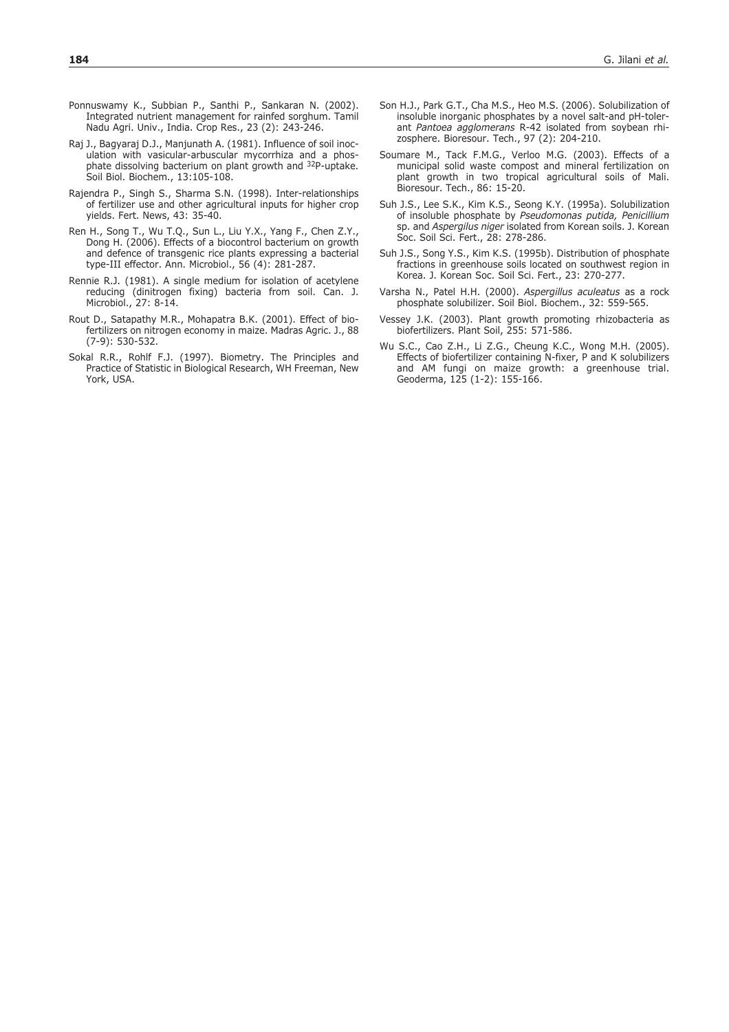Ponnuswamy K., Subbian P., Santhi P., Sankaran N. (2002). Integrated nutrient management for rainfed sorghum. Tamil Nadu Agri. Univ., India. Crop Res., 23 (2): 243-246.

Raj J., Bagyaraj D.J., Manjunath A. (1981). Influence of soil inoculation with vasicular-arbuscular mycorrhiza and a phosphate dissolving bacterium on plant growth and $^{32}$P-uptake. Soil Biol. Biochem., 13:105-108.

Rajendra P., Singh S., Sharma S.N. (1998). Inter-relationships of fertilizer use and other agricultural inputs for higher crop yields. Fert. News, 43: 35-40.

Ren H., Song T., Wu T.Q., Sun L., Liu Y.X., Yang F., Chen Z.Y., Dong H. (2006). Effects of a biocontrol bacterium on growth and defence of transgenic rice plants expressing a bacterial type-III effector. Ann. Microbiol., 56 (4): 281-287.

Rennie R.J. (1981). A single medium for isolation of acetylene reducing (dinitrogen fixing) bacteria from soil. Can. J. Microbiol., 27: 8-14.

Rout D., Satapathy M.R., Mohapatra B.K. (2001). Effect of biofertilizers on nitrogen economy in maize. Madras Agric. J., 88 (7-9): 530-532.

Sokal R.R., Rohlf F.J. (1997). Biometry. The Principles and Practice of Statistic in Biological Research, WH Freeman, New York, USA.

Son H.J., Park G.T., Cha M.S., Heo M.S. (2006). Solubilization of insoluble inorganic phosphates by a novel salt-and pH-tolerant *Pantoea agglomerans* R-42 isolated from soybean rhizosphere. Bioresour. Tech., 97 (2): 204-210.

Soumare M., Tack F.M.G., Verloo M.G. (2003). Effects of a municipal solid waste compost and mineral fertilization on plant growth in two tropical agricultural soils of Mali. Bioresour. Tech., 86: 15-20.

Suh J.S., Lee S.K., Kim K.S., Seong K.Y. (1995a). Solubilization of insoluble phosphate by *Pseudomonas putida, Penicillium* sp. and *Aspergilus niger* isolated from Korean soils. J. Korean Soc. Soil Sci. Fert., 28: 278-286.

Suh J.S., Song Y.S., Kim K.S. (1995b). Distribution of phosphate fractions in greenhouse soils located on southwest region in Korea. J. Korean Soc. Soil Sci. Fert., 23: 270-277.

Varsha N., Patel H.H. (2000). *Aspergillus aculeatus* as a rock phosphate solubilizer. Soil Biol. Biochem., 32: 559-565.

Vessey J.K. (2003). Plant growth promoting rhizobacteria as biofertilizers. Plant Soil, 255: 571-586.

Wu S.C., Cao Z.H., Li Z.G., Cheung K.C., Wong M.H. (2005). Effects of biofertilizer containing N-fixer, P and K solubilizers and AM fungi on maize growth: a greenhouse trial. Geoderma, 125 (1-2): 155-166.